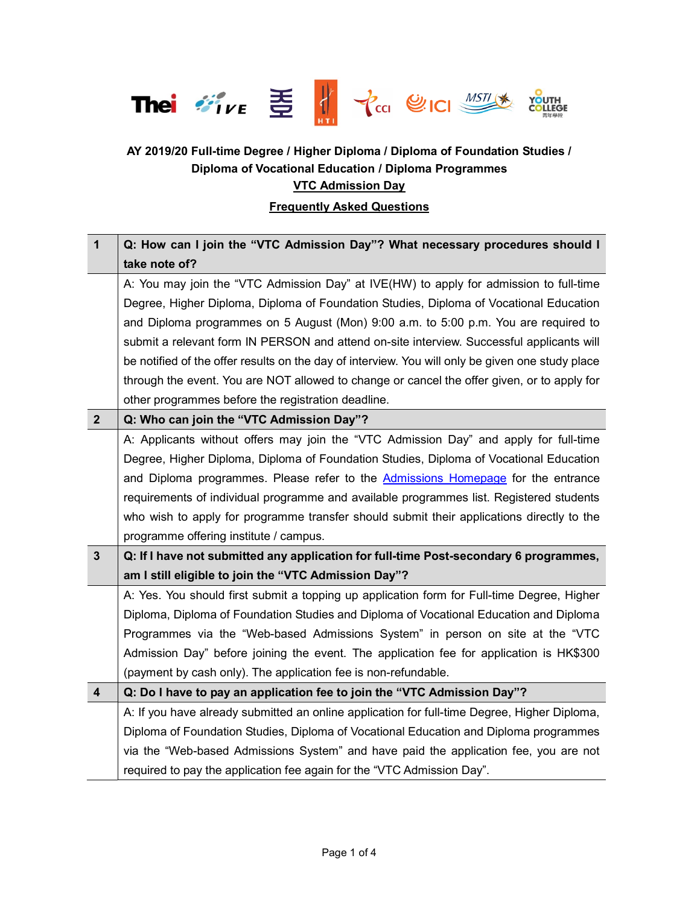**AY 2019/20 Full-time Degree / Higher Diploma / Diploma of Foundation Studies / Diploma of Vocational Education / Diploma Programmes**

**VTC Admission Day**

**Frequently Asked Questions**

| | |
|---|---|
| **1** | **Q: How can I join the "VTC Admission Day"? What necessary procedures should I take note of?** |
| | A: You may join the "VTC Admission Day" at IVE(HW) to apply for admission to full-time Degree, Higher Diploma, Diploma of Foundation Studies, Diploma of Vocational Education and Diploma programmes on 5 August (Mon) 9:00 a.m. to 5:00 p.m. You are required to submit a relevant form IN PERSON and attend on-site interview. Successful applicants will be notified of the offer results on the day of interview. You will only be given one study place through the event. You are NOT allowed to change or cancel the offer given, or to apply for other programmes before the registration deadline. |
| **2** | **Q: Who can join the "VTC Admission Day"?** |
| | A: Applicants without offers may join the "VTC Admission Day" and apply for full-time Degree, Higher Diploma, Diploma of Foundation Studies, Diploma of Vocational Education and Diploma programmes. Please refer to the Admissions Homepage for the entrance requirements of individual programme and available programmes list. Registered students who wish to apply for programme transfer should submit their applications directly to the programme offering institute / campus. |
| **3** | **Q: If I have not submitted any application for full-time Post-secondary 6 programmes, am I still eligible to join the "VTC Admission Day"?** |
| | A: Yes. You should first submit a topping up application form for Full-time Degree, Higher Diploma, Diploma of Foundation Studies and Diploma of Vocational Education and Diploma Programmes via the "Web-based Admissions System" in person on site at the "VTC Admission Day" before joining the event. The application fee for application is HK$300 (payment by cash only). The application fee is non-refundable. |
| **4** | **Q: Do I have to pay an application fee to join the "VTC Admission Day"?** |
| | A: If you have already submitted an online application for full-time Degree, Higher Diploma, Diploma of Foundation Studies, Diploma of Vocational Education and Diploma programmes via the "Web-based Admissions System" and have paid the application fee, you are not required to pay the application fee again for the "VTC Admission Day". |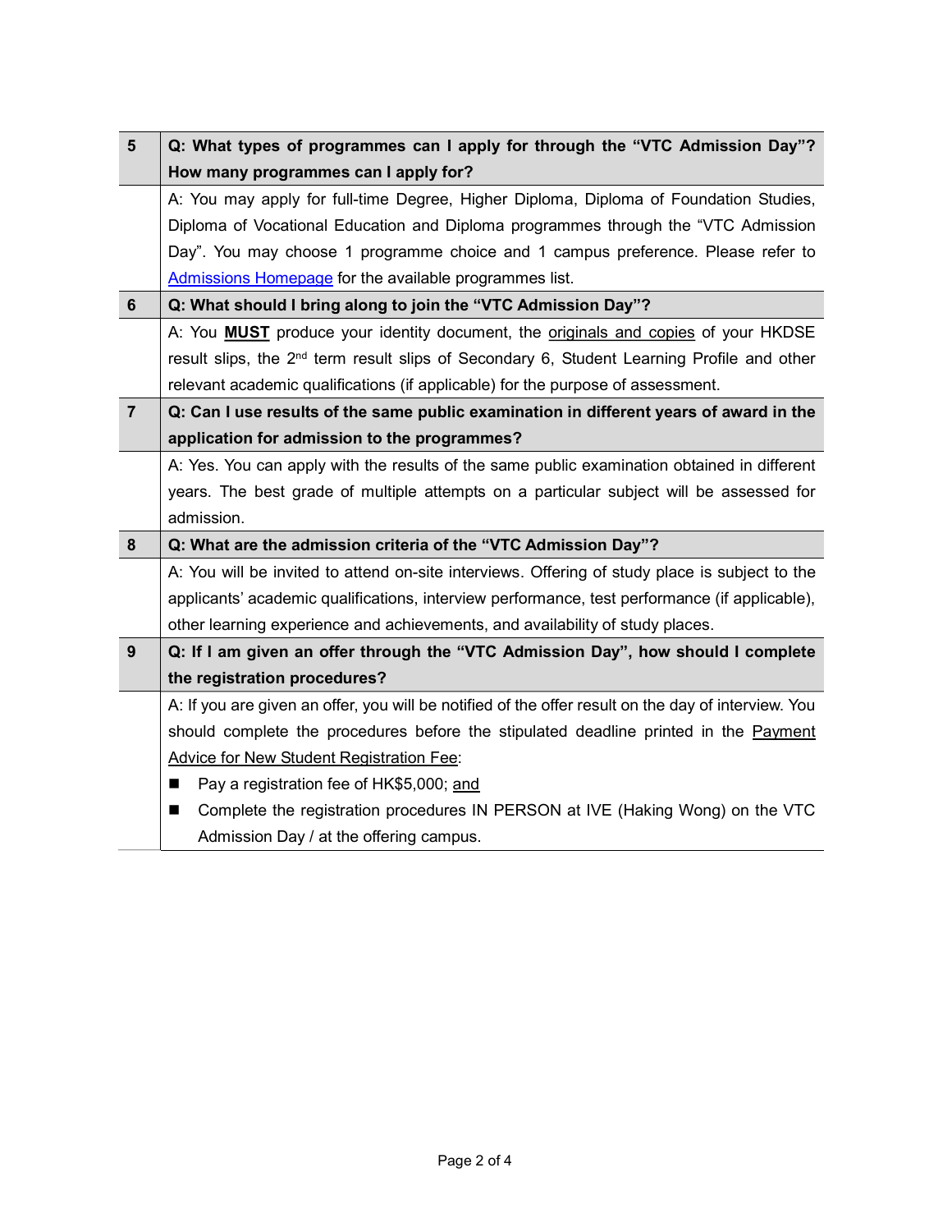| | |
|---|---|
| **5** | **Q: What types of programmes can I apply for through the "VTC Admission Day"? How many programmes can I apply for?** |
| | A: You may apply for full-time Degree, Higher Diploma, Diploma of Foundation Studies, Diploma of Vocational Education and Diploma programmes through the "VTC Admission Day". You may choose 1 programme choice and 1 campus preference. Please refer to Admissions Homepage for the available programmes list. |
| **6** | **Q: What should I bring along to join the "VTC Admission Day"?** |
| | A: You **MUST** produce your identity document, the originals and copies of your HKDSE result slips, the 2nd term result slips of Secondary 6, Student Learning Profile and other relevant academic qualifications (if applicable) for the purpose of assessment. |
| **7** | **Q: Can I use results of the same public examination in different years of award in the application for admission to the programmes?** |
| | A: Yes. You can apply with the results of the same public examination obtained in different years. The best grade of multiple attempts on a particular subject will be assessed for admission. |
| **8** | **Q: What are the admission criteria of the "VTC Admission Day"?** |
| | A: You will be invited to attend on-site interviews. Offering of study place is subject to the applicants' academic qualifications, interview performance, test performance (if applicable), other learning experience and achievements, and availability of study places. |
| **9** | **Q: If I am given an offer through the "VTC Admission Day", how should I complete the registration procedures?** |
| | A: If you are given an offer, you will be notified of the offer result on the day of interview. You should complete the procedures before the stipulated deadline printed in the Payment Advice for New Student Registration Fee:<br>■ Pay a registration fee of HK$5,000; and<br>■ Complete the registration procedures IN PERSON at IVE (Haking Wong) on the VTC Admission Day / at the offering campus. |